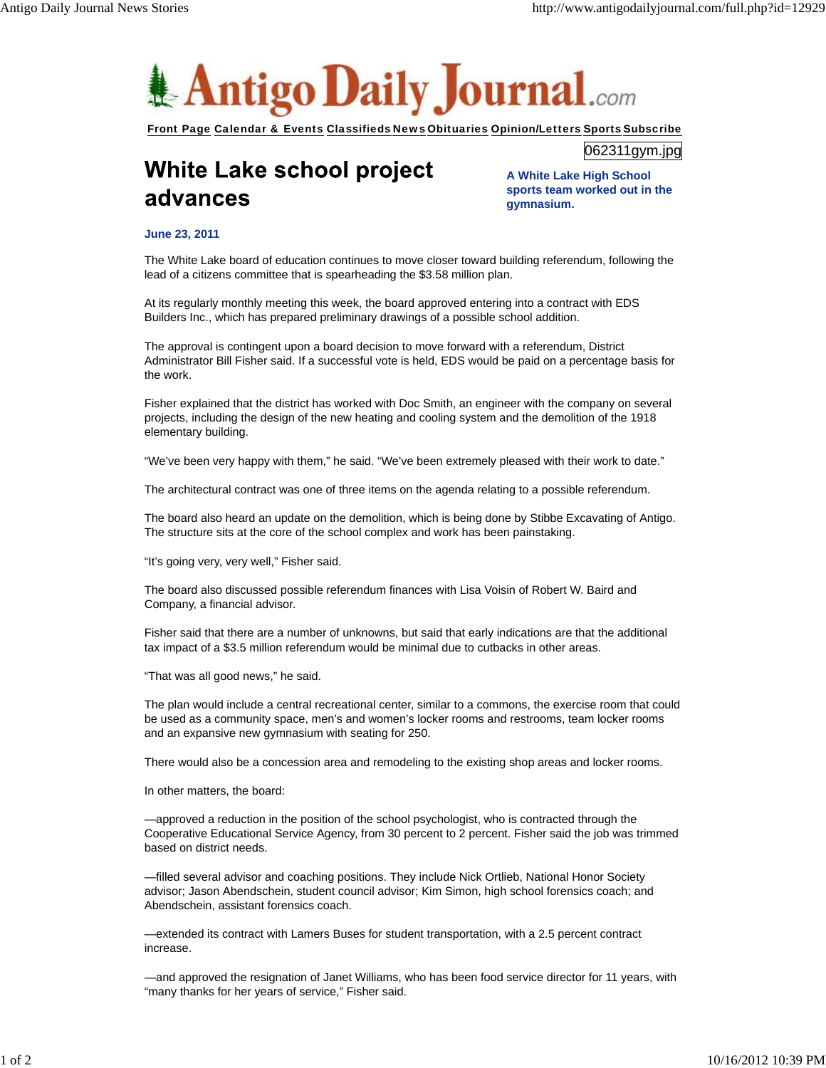# Antigo Daily Journal.com

Front Page Calendar & Events Classifieds News Obituaries Opinion/Letters Sports Subscribe

062311gym.jpg

**A White Lake High School sports team worked out in the gymnasium.**

## White Lake school project advances

**June 23, 2011**

The White Lake board of education continues to move closer toward building referendum, following the lead of a citizens committee that is spearheading the $3.58 million plan.

At its regularly monthly meeting this week, the board approved entering into a contract with EDS Builders Inc., which has prepared preliminary drawings of a possible school addition.

The approval is contingent upon a board decision to move forward with a referendum, District Administrator Bill Fisher said. If a successful vote is held, EDS would be paid on a percentage basis for the work.

Fisher explained that the district has worked with Doc Smith, an engineer with the company on several projects, including the design of the new heating and cooling system and the demolition of the 1918 elementary building.

“We’ve been very happy with them,” he said. “We’ve been extremely pleased with their work to date.”

The architectural contract was one of three items on the agenda relating to a possible referendum.

The board also heard an update on the demolition, which is being done by Stibbe Excavating of Antigo. The structure sits at the core of the school complex and work has been painstaking.

“It’s going very, very well,” Fisher said.

The board also discussed possible referendum finances with Lisa Voisin of Robert W. Baird and Company, a financial advisor.

Fisher said that there are a number of unknowns, but said that early indications are that the additional tax impact of a $3.5 million referendum would be minimal due to cutbacks in other areas.

“That was all good news,” he said.

The plan would include a central recreational center, similar to a commons, the exercise room that could be used as a community space, men’s and women’s locker rooms and restrooms, team locker rooms and an expansive new gymnasium with seating for 250.

There would also be a concession area and remodeling to the existing shop areas and locker rooms.

In other matters, the board:

—approved a reduction in the position of the school psychologist, who is contracted through the Cooperative Educational Service Agency, from 30 percent to 2 percent. Fisher said the job was trimmed based on district needs.

—filled several advisor and coaching positions. They include Nick Ortlieb, National Honor Society advisor; Jason Abendschein, student council advisor; Kim Simon, high school forensics coach; and Abendschein, assistant forensics coach.

—extended its contract with Lamers Buses for student transportation, with a 2.5 percent contract increase.

—and approved the resignation of Janet Williams, who has been food service director for 11 years, with “many thanks for her years of service,” Fisher said.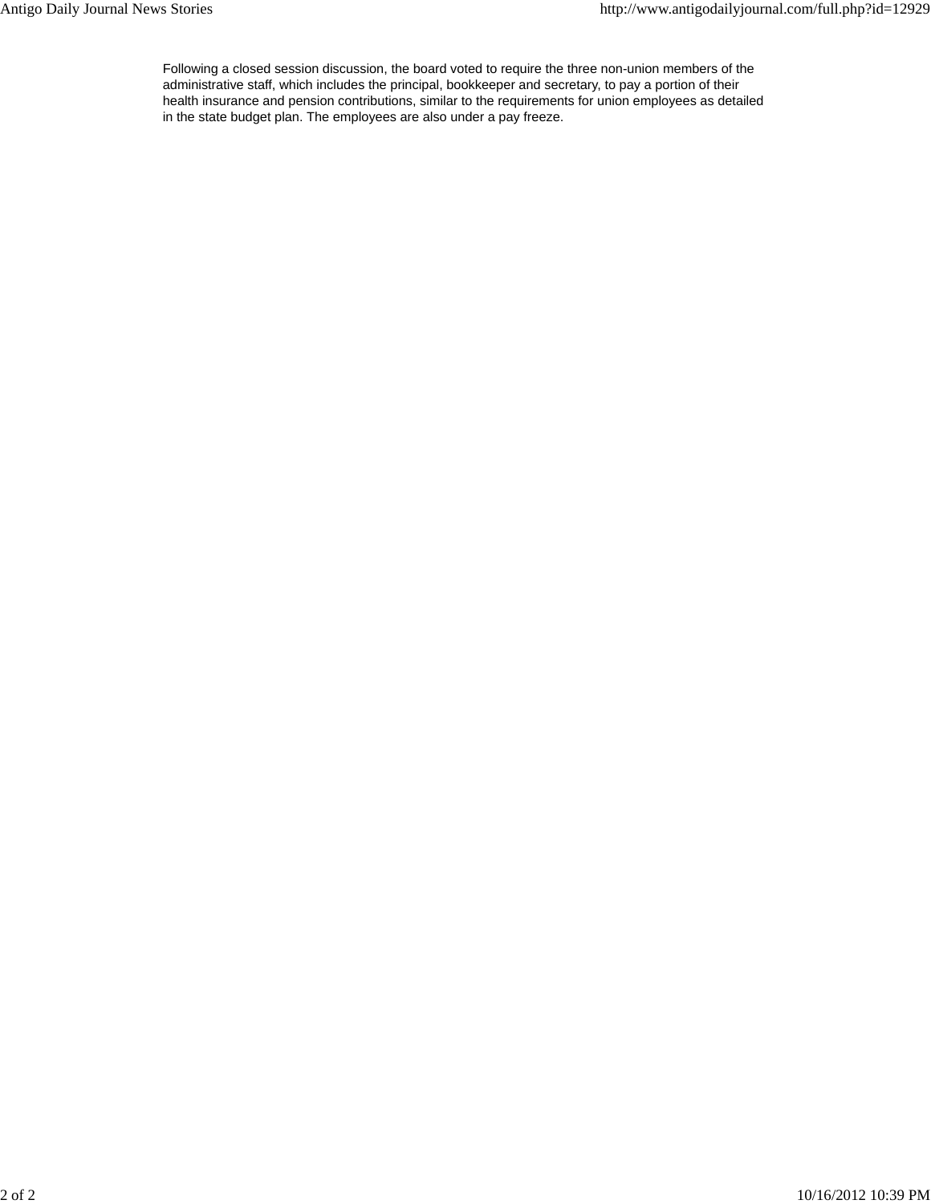Following a closed session discussion, the board voted to require the three non-union members of the administrative staff, which includes the principal, bookkeeper and secretary, to pay a portion of their health insurance and pension contributions, similar to the requirements for union employees as detailed in the state budget plan. The employees are also under a pay freeze.